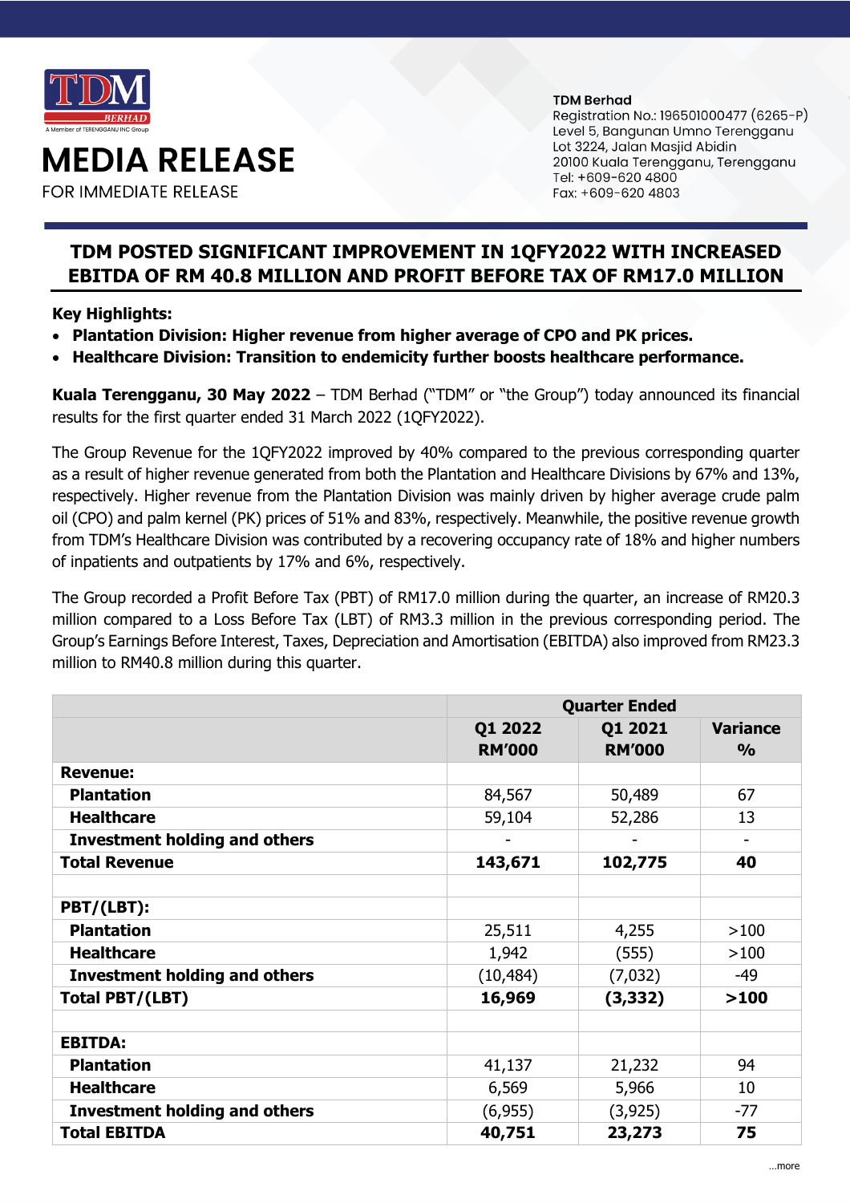TDM BERHAD
A Member of TERENGGANU INC Group

# MEDIA RELEASE

FOR IMMEDIATE RELEASE

**TDM Berhad**
Registration No.: 196501000477 (6265-P)
Level 5, Bangunan Umno Terengganu
Lot 3224, Jalan Masjid Abidin
20100 Kuala Terengganu, Terengganu
Tel: +609-620 4800
Fax: +609-620 4803

## TDM POSTED SIGNIFICANT IMPROVEMENT IN 1QFY2022 WITH INCREASED EBITDA OF RM 40.8 MILLION AND PROFIT BEFORE TAX OF RM17.0 MILLION

**Key Highlights:**

- **Plantation Division: Higher revenue from higher average of CPO and PK prices.**
- **Healthcare Division: Transition to endemicity further boosts healthcare performance.**

**Kuala Terengganu, 30 May 2022** – TDM Berhad ("TDM" or "the Group") today announced its financial results for the first quarter ended 31 March 2022 (1QFY2022).

The Group Revenue for the 1QFY2022 improved by 40% compared to the previous corresponding quarter as a result of higher revenue generated from both the Plantation and Healthcare Divisions by 67% and 13%, respectively. Higher revenue from the Plantation Division was mainly driven by higher average crude palm oil (CPO) and palm kernel (PK) prices of 51% and 83%, respectively. Meanwhile, the positive revenue growth from TDM's Healthcare Division was contributed by a recovering occupancy rate of 18% and higher numbers of inpatients and outpatients by 17% and 6%, respectively.

The Group recorded a Profit Before Tax (PBT) of RM17.0 million during the quarter, an increase of RM20.3 million compared to a Loss Before Tax (LBT) of RM3.3 million in the previous corresponding period. The Group's Earnings Before Interest, Taxes, Depreciation and Amortisation (EBITDA) also improved from RM23.3 million to RM40.8 million during this quarter.

| | Quarter Ended | | |
|---|---|---|---|
| | **Q1 2022 RM'000** | **Q1 2021 RM'000** | **Variance %** |
| **Revenue:** | | | |
| **Plantation** | 84,567 | 50,489 | 67 |
| **Healthcare** | 59,104 | 52,286 | 13 |
| **Investment holding and others** | - | - | - |
| **Total Revenue** | **143,671** | **102,775** | **40** |
| | | | |
| **PBT/(LBT):** | | | |
| **Plantation** | 25,511 | 4,255 | >100 |
| **Healthcare** | 1,942 | (555) | >100 |
| **Investment holding and others** | (10,484) | (7,032) | -49 |
| **Total PBT/(LBT)** | **16,969** | **(3,332)** | **>100** |
| | | | |
| **EBITDA:** | | | |
| **Plantation** | 41,137 | 21,232 | 94 |
| **Healthcare** | 6,569 | 5,966 | 10 |
| **Investment holding and others** | (6,955) | (3,925) | -77 |
| **Total EBITDA** | **40,751** | **23,273** | **75** |

…more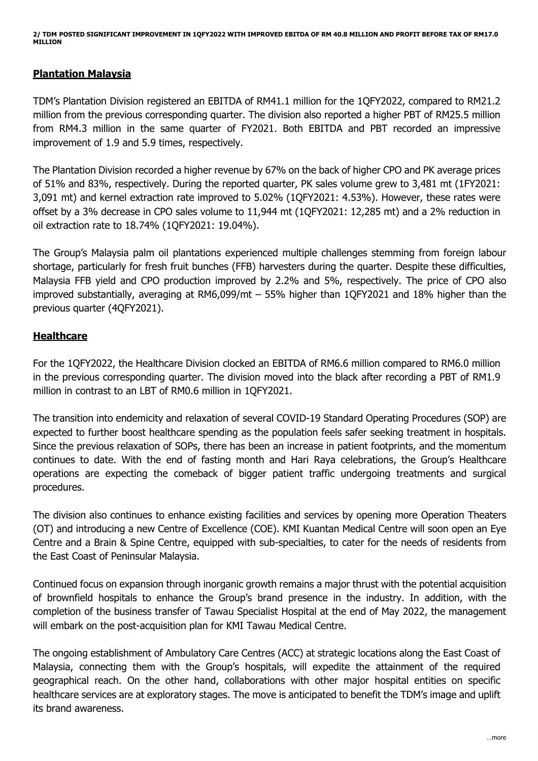**2/ TDM POSTED SIGNIFICANT IMPROVEMENT IN 1QFY2022 WITH IMPROVED EBITDA OF RM 40.8 MILLION AND PROFIT BEFORE TAX OF RM17.0 MILLION**

## Plantation Malaysia

TDM's Plantation Division registered an EBITDA of RM41.1 million for the 1QFY2022, compared to RM21.2 million from the previous corresponding quarter. The division also reported a higher PBT of RM25.5 million from RM4.3 million in the same quarter of FY2021. Both EBITDA and PBT recorded an impressive improvement of 1.9 and 5.9 times, respectively.

The Plantation Division recorded a higher revenue by 67% on the back of higher CPO and PK average prices of 51% and 83%, respectively. During the reported quarter, PK sales volume grew to 3,481 mt (1FY2021: 3,091 mt) and kernel extraction rate improved to 5.02% (1QFY2021: 4.53%). However, these rates were offset by a 3% decrease in CPO sales volume to 11,944 mt (1QFY2021: 12,285 mt) and a 2% reduction in oil extraction rate to 18.74% (1QFY2021: 19.04%).

The Group's Malaysia palm oil plantations experienced multiple challenges stemming from foreign labour shortage, particularly for fresh fruit bunches (FFB) harvesters during the quarter. Despite these difficulties, Malaysia FFB yield and CPO production improved by 2.2% and 5%, respectively. The price of CPO also improved substantially, averaging at RM6,099/mt – 55% higher than 1QFY2021 and 18% higher than the previous quarter (4QFY2021).

## Healthcare

For the 1QFY2022, the Healthcare Division clocked an EBITDA of RM6.6 million compared to RM6.0 million in the previous corresponding quarter. The division moved into the black after recording a PBT of RM1.9 million in contrast to an LBT of RM0.6 million in 1QFY2021.

The transition into endemicity and relaxation of several COVID-19 Standard Operating Procedures (SOP) are expected to further boost healthcare spending as the population feels safer seeking treatment in hospitals. Since the previous relaxation of SOPs, there has been an increase in patient footprints, and the momentum continues to date. With the end of fasting month and Hari Raya celebrations, the Group's Healthcare operations are expecting the comeback of bigger patient traffic undergoing treatments and surgical procedures.

The division also continues to enhance existing facilities and services by opening more Operation Theaters (OT) and introducing a new Centre of Excellence (COE). KMI Kuantan Medical Centre will soon open an Eye Centre and a Brain & Spine Centre, equipped with sub-specialties, to cater for the needs of residents from the East Coast of Peninsular Malaysia.

Continued focus on expansion through inorganic growth remains a major thrust with the potential acquisition of brownfield hospitals to enhance the Group's brand presence in the industry. In addition, with the completion of the business transfer of Tawau Specialist Hospital at the end of May 2022, the management will embark on the post-acquisition plan for KMI Tawau Medical Centre.

The ongoing establishment of Ambulatory Care Centres (ACC) at strategic locations along the East Coast of Malaysia, connecting them with the Group's hospitals, will expedite the attainment of the required geographical reach. On the other hand, collaborations with other major hospital entities on specific healthcare services are at exploratory stages. The move is anticipated to benefit the TDM's image and uplift its brand awareness.

…more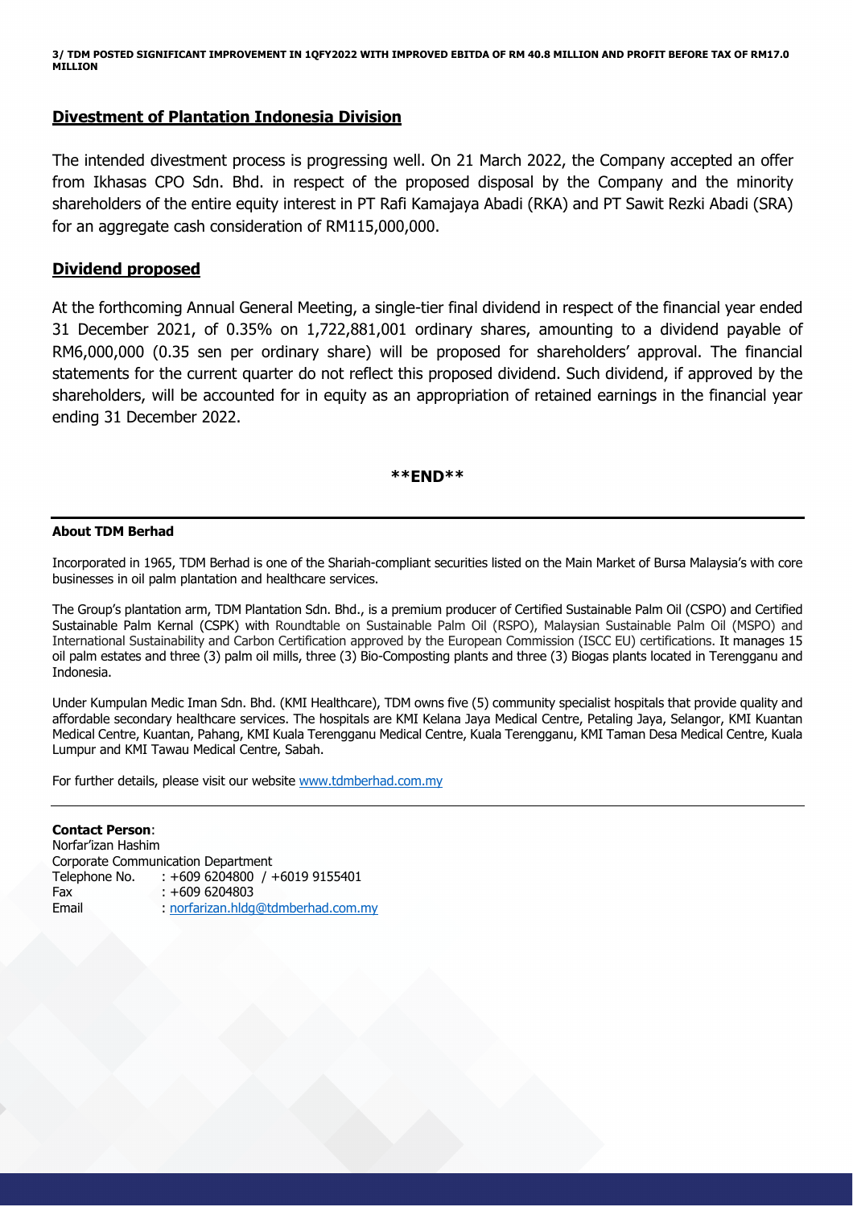## Divestment of Plantation Indonesia Division

The intended divestment process is progressing well. On 21 March 2022, the Company accepted an offer from Ikhasas CPO Sdn. Bhd. in respect of the proposed disposal by the Company and the minority shareholders of the entire equity interest in PT Rafi Kamajaya Abadi (RKA) and PT Sawit Rezki Abadi (SRA) for an aggregate cash consideration of RM115,000,000.

## Dividend proposed

At the forthcoming Annual General Meeting, a single-tier final dividend in respect of the financial year ended 31 December 2021, of 0.35% on 1,722,881,001 ordinary shares, amounting to a dividend payable of RM6,000,000 (0.35 sen per ordinary share) will be proposed for shareholders' approval. The financial statements for the current quarter do not reflect this proposed dividend. Such dividend, if approved by the shareholders, will be accounted for in equity as an appropriation of retained earnings in the financial year ending 31 December 2022.

**\*\*END\*\***

---

**About TDM Berhad**

Incorporated in 1965, TDM Berhad is one of the Shariah-compliant securities listed on the Main Market of Bursa Malaysia's with core businesses in oil palm plantation and healthcare services.

The Group's plantation arm, TDM Plantation Sdn. Bhd., is a premium producer of Certified Sustainable Palm Oil (CSPO) and Certified Sustainable Palm Kernal (CSPK) with Roundtable on Sustainable Palm Oil (RSPO), Malaysian Sustainable Palm Oil (MSPO) and International Sustainability and Carbon Certification approved by the European Commission (ISCC EU) certifications. It manages 15 oil palm estates and three (3) palm oil mills, three (3) Bio-Composting plants and three (3) Biogas plants located in Terengganu and Indonesia.

Under Kumpulan Medic Iman Sdn. Bhd. (KMI Healthcare), TDM owns five (5) community specialist hospitals that provide quality and affordable secondary healthcare services. The hospitals are KMI Kelana Jaya Medical Centre, Petaling Jaya, Selangor, KMI Kuantan Medical Centre, Kuantan, Pahang, KMI Kuala Terengganu Medical Centre, Kuala Terengganu, KMI Taman Desa Medical Centre, Kuala Lumpur and KMI Tawau Medical Centre, Sabah.

For further details, please visit our website www.tdmberhad.com.my

---

**Contact Person**:
Norfar'izan Hashim
Corporate Communication Department
Telephone No. : +609 6204800 / +6019 9155401
Fax : +609 6204803
Email : norfarizan.hldg@tdmberhad.com.my